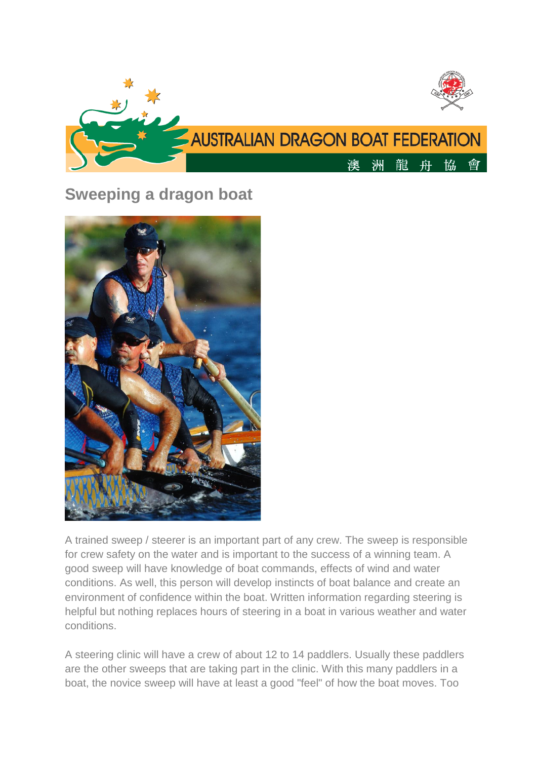# Sweeping a dragon boat

A trained sweep / steerer is an important part of any crew. The sweep is responsible for crew safety on the water and is important to the success of a winning team. A good sweep will have knowledge of boat commands, effects of wind and water conditions. As well, this person will develop instincts of boat balance and create an environment of confidence within the boat. Written information regarding steering is helpful but nothing replaces hours of steering in a boat in various weather and water conditions.

A steering clinic will have a crew of about 12 to 14 paddlers. Usually these paddlers are the other sweeps that are taking part in the clinic. With this many paddlers in a boat, the novice sweep will have at least a good "feel" of how the boat moves. Too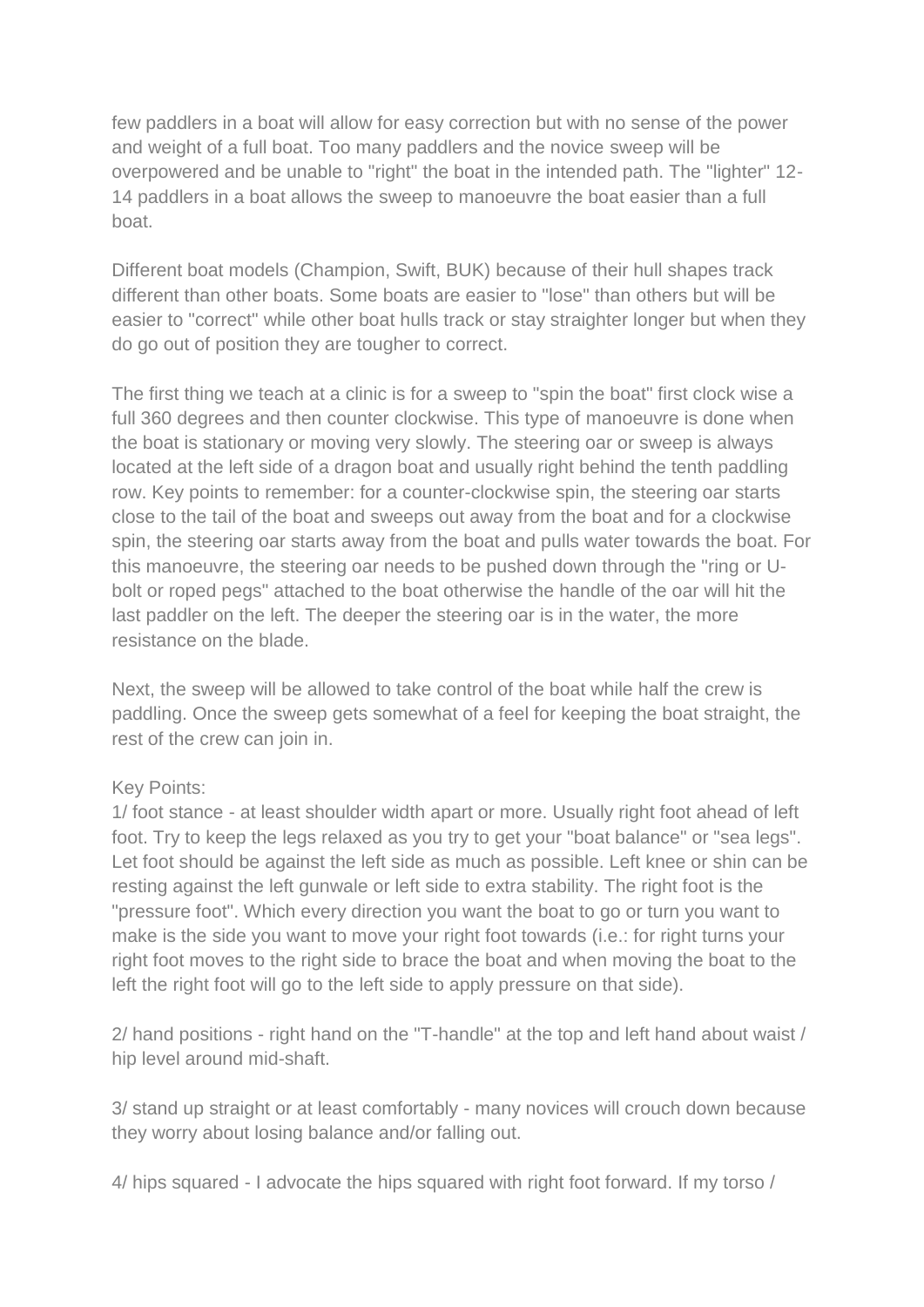few paddlers in a boat will allow for easy correction but with no sense of the power and weight of a full boat. Too many paddlers and the novice sweep will be overpowered and be unable to "right" the boat in the intended path. The "lighter" 12-14 paddlers in a boat allows the sweep to manoeuvre the boat easier than a full boat.

Different boat models (Champion, Swift, BUK) because of their hull shapes track different than other boats. Some boats are easier to "lose" than others but will be easier to "correct" while other boat hulls track or stay straighter longer but when they do go out of position they are tougher to correct.

The first thing we teach at a clinic is for a sweep to "spin the boat" first clock wise a full 360 degrees and then counter clockwise. This type of manoeuvre is done when the boat is stationary or moving very slowly. The steering oar or sweep is always located at the left side of a dragon boat and usually right behind the tenth paddling row. Key points to remember: for a counter-clockwise spin, the steering oar starts close to the tail of the boat and sweeps out away from the boat and for a clockwise spin, the steering oar starts away from the boat and pulls water towards the boat. For this manoeuvre, the steering oar needs to be pushed down through the "ring or U-bolt or roped pegs" attached to the boat otherwise the handle of the oar will hit the last paddler on the left. The deeper the steering oar is in the water, the more resistance on the blade.

Next, the sweep will be allowed to take control of the boat while half the crew is paddling. Once the sweep gets somewhat of a feel for keeping the boat straight, the rest of the crew can join in.

Key Points:

1/ foot stance - at least shoulder width apart or more. Usually right foot ahead of left foot. Try to keep the legs relaxed as you try to get your "boat balance" or "sea legs". Let foot should be against the left side as much as possible. Left knee or shin can be resting against the left gunwale or left side to extra stability. The right foot is the "pressure foot". Which every direction you want the boat to go or turn you want to make is the side you want to move your right foot towards (i.e.: for right turns your right foot moves to the right side to brace the boat and when moving the boat to the left the right foot will go to the left side to apply pressure on that side).

2/ hand positions - right hand on the "T-handle" at the top and left hand about waist / hip level around mid-shaft.

3/ stand up straight or at least comfortably - many novices will crouch down because they worry about losing balance and/or falling out.

4/ hips squared - I advocate the hips squared with right foot forward. If my torso /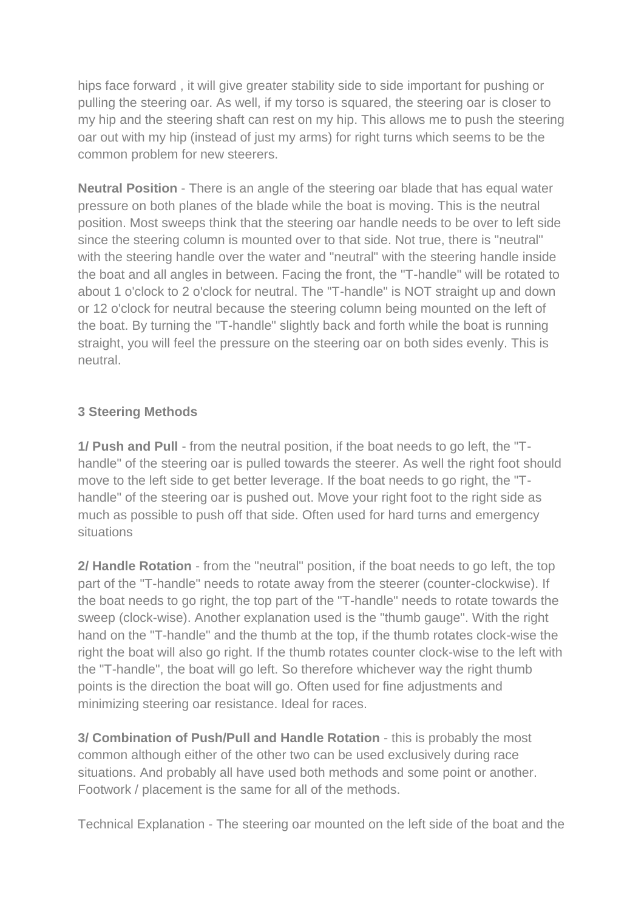hips face forward , it will give greater stability side to side important for pushing or pulling the steering oar. As well, if my torso is squared, the steering oar is closer to my hip and the steering shaft can rest on my hip. This allows me to push the steering oar out with my hip (instead of just my arms) for right turns which seems to be the common problem for new steerers.

**Neutral Position** - There is an angle of the steering oar blade that has equal water pressure on both planes of the blade while the boat is moving. This is the neutral position. Most sweeps think that the steering oar handle needs to be over to left side since the steering column is mounted over to that side. Not true, there is "neutral" with the steering handle over the water and "neutral" with the steering handle inside the boat and all angles in between. Facing the front, the "T-handle" will be rotated to about 1 o'clock to 2 o'clock for neutral. The "T-handle" is NOT straight up and down or 12 o'clock for neutral because the steering column being mounted on the left of the boat. By turning the "T-handle" slightly back and forth while the boat is running straight, you will feel the pressure on the steering oar on both sides evenly. This is neutral.

**3 Steering Methods**

**1/ Push and Pull** - from the neutral position, if the boat needs to go left, the "T-handle" of the steering oar is pulled towards the steerer. As well the right foot should move to the left side to get better leverage. If the boat needs to go right, the "T-handle" of the steering oar is pushed out. Move your right foot to the right side as much as possible to push off that side. Often used for hard turns and emergency situations

**2/ Handle Rotation** - from the "neutral" position, if the boat needs to go left, the top part of the "T-handle" needs to rotate away from the steerer (counter-clockwise). If the boat needs to go right, the top part of the "T-handle" needs to rotate towards the sweep (clock-wise). Another explanation used is the "thumb gauge". With the right hand on the "T-handle" and the thumb at the top, if the thumb rotates clock-wise the right the boat will also go right. If the thumb rotates counter clock-wise to the left with the "T-handle", the boat will go left. So therefore whichever way the right thumb points is the direction the boat will go. Often used for fine adjustments and minimizing steering oar resistance. Ideal for races.

**3/ Combination of Push/Pull and Handle Rotation** - this is probably the most common although either of the other two can be used exclusively during race situations. And probably all have used both methods and some point or another. Footwork / placement is the same for all of the methods.

Technical Explanation - The steering oar mounted on the left side of the boat and the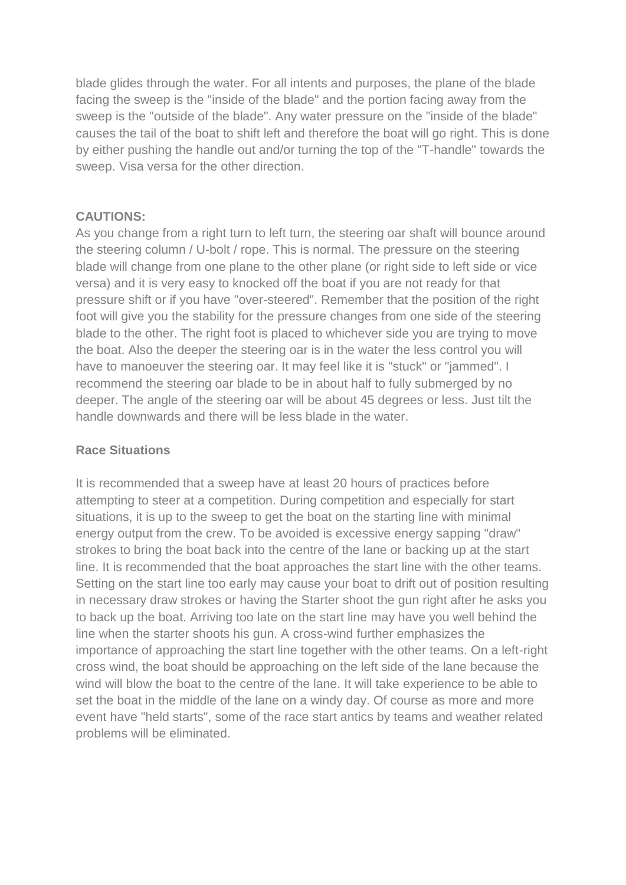blade glides through the water. For all intents and purposes, the plane of the blade facing the sweep is the "inside of the blade" and the portion facing away from the sweep is the "outside of the blade". Any water pressure on the "inside of the blade" causes the tail of the boat to shift left and therefore the boat will go right. This is done by either pushing the handle out and/or turning the top of the "T-handle" towards the sweep. Visa versa for the other direction.

**CAUTIONS:**
As you change from a right turn to left turn, the steering oar shaft will bounce around the steering column / U-bolt / rope. This is normal. The pressure on the steering blade will change from one plane to the other plane (or right side to left side or vice versa) and it is very easy to knocked off the boat if you are not ready for that pressure shift or if you have "over-steered". Remember that the position of the right foot will give you the stability for the pressure changes from one side of the steering blade to the other. The right foot is placed to whichever side you are trying to move the boat. Also the deeper the steering oar is in the water the less control you will have to manoeuver the steering oar. It may feel like it is "stuck" or "jammed". I recommend the steering oar blade to be in about half to fully submerged by no deeper. The angle of the steering oar will be about 45 degrees or less. Just tilt the handle downwards and there will be less blade in the water.

**Race Situations**

It is recommended that a sweep have at least 20 hours of practices before attempting to steer at a competition. During competition and especially for start situations, it is up to the sweep to get the boat on the starting line with minimal energy output from the crew. To be avoided is excessive energy sapping "draw" strokes to bring the boat back into the centre of the lane or backing up at the start line. It is recommended that the boat approaches the start line with the other teams. Setting on the start line too early may cause your boat to drift out of position resulting in necessary draw strokes or having the Starter shoot the gun right after he asks you to back up the boat. Arriving too late on the start line may have you well behind the line when the starter shoots his gun. A cross-wind further emphasizes the importance of approaching the start line together with the other teams. On a left-right cross wind, the boat should be approaching on the left side of the lane because the wind will blow the boat to the centre of the lane. It will take experience to be able to set the boat in the middle of the lane on a windy day. Of course as more and more event have "held starts", some of the race start antics by teams and weather related problems will be eliminated.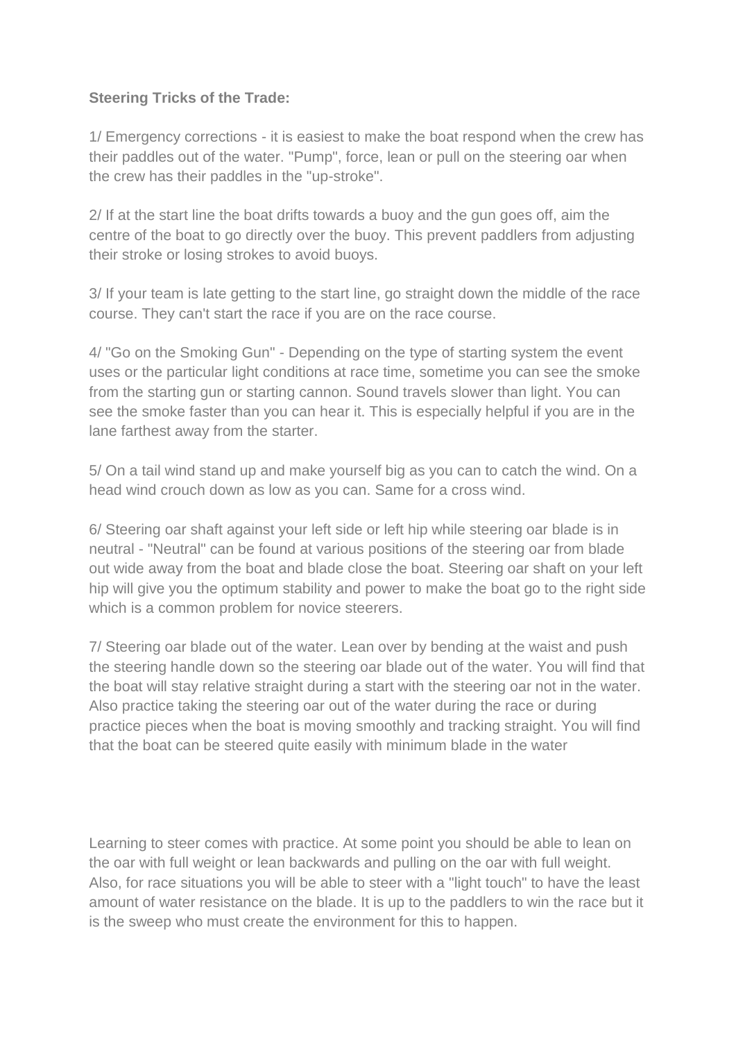**Steering Tricks of the Trade:**

1/ Emergency corrections - it is easiest to make the boat respond when the crew has their paddles out of the water. "Pump", force, lean or pull on the steering oar when the crew has their paddles in the "up-stroke".

2/ If at the start line the boat drifts towards a buoy and the gun goes off, aim the centre of the boat to go directly over the buoy. This prevent paddlers from adjusting their stroke or losing strokes to avoid buoys.

3/ If your team is late getting to the start line, go straight down the middle of the race course. They can't start the race if you are on the race course.

4/ "Go on the Smoking Gun" - Depending on the type of starting system the event uses or the particular light conditions at race time, sometime you can see the smoke from the starting gun or starting cannon. Sound travels slower than light. You can see the smoke faster than you can hear it. This is especially helpful if you are in the lane farthest away from the starter.

5/ On a tail wind stand up and make yourself big as you can to catch the wind. On a head wind crouch down as low as you can. Same for a cross wind.

6/ Steering oar shaft against your left side or left hip while steering oar blade is in neutral - "Neutral" can be found at various positions of the steering oar from blade out wide away from the boat and blade close the boat. Steering oar shaft on your left hip will give you the optimum stability and power to make the boat go to the right side which is a common problem for novice steerers.

7/ Steering oar blade out of the water. Lean over by bending at the waist and push the steering handle down so the steering oar blade out of the water. You will find that the boat will stay relative straight during a start with the steering oar not in the water. Also practice taking the steering oar out of the water during the race or during practice pieces when the boat is moving smoothly and tracking straight. You will find that the boat can be steered quite easily with minimum blade in the water

Learning to steer comes with practice. At some point you should be able to lean on the oar with full weight or lean backwards and pulling on the oar with full weight. Also, for race situations you will be able to steer with a "light touch" to have the least amount of water resistance on the blade. It is up to the paddlers to win the race but it is the sweep who must create the environment for this to happen.